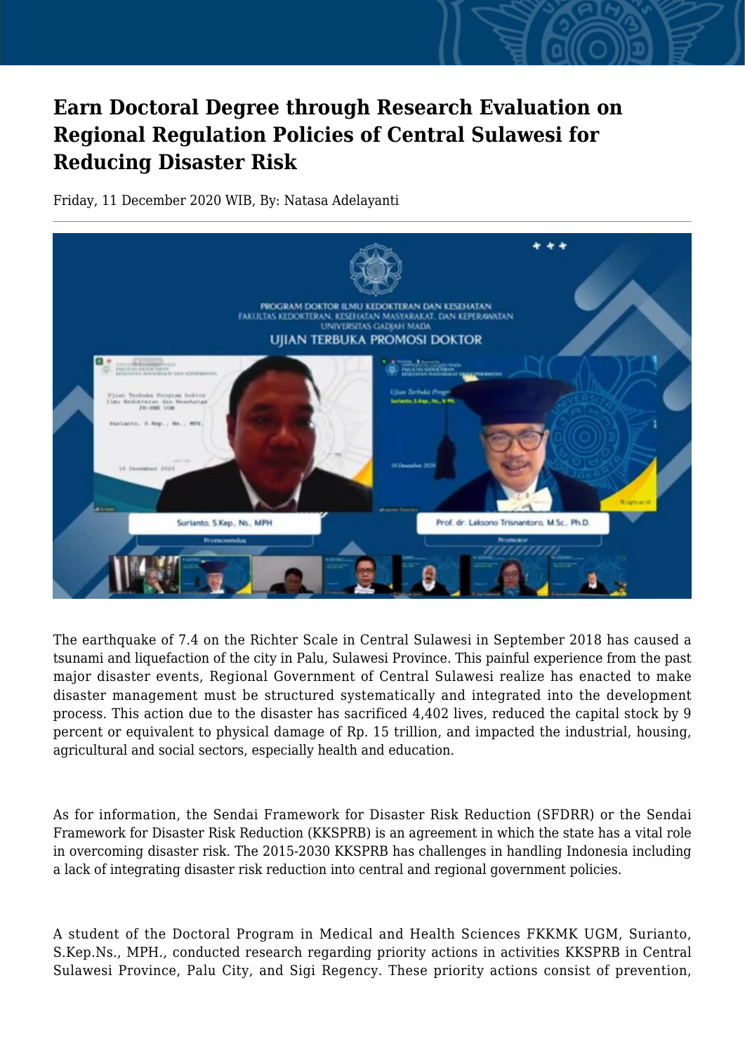# Earn Doctoral Degree through Research Evaluation on Regional Regulation Policies of Central Sulawesi for Reducing Disaster Risk

Friday, 11 December 2020 WIB, By: Natasa Adelayanti

The earthquake of 7.4 on the Richter Scale in Central Sulawesi in September 2018 has caused a tsunami and liquefaction of the city in Palu, Sulawesi Province. This painful experience from the past major disaster events, Regional Government of Central Sulawesi realize has enacted to make disaster management must be structured systematically and integrated into the development process. This action due to the disaster has sacrificed 4,402 lives, reduced the capital stock by 9 percent or equivalent to physical damage of Rp. 15 trillion, and impacted the industrial, housing, agricultural and social sectors, especially health and education.

As for information, the Sendai Framework for Disaster Risk Reduction (SFDRR) or the Sendai Framework for Disaster Risk Reduction (KKSPRB) is an agreement in which the state has a vital role in overcoming disaster risk. The 2015-2030 KKSPRB has challenges in handling Indonesia including a lack of integrating disaster risk reduction into central and regional government policies.

A student of the Doctoral Program in Medical and Health Sciences FKKMK UGM, Surianto, S.Kep.Ns., MPH., conducted research regarding priority actions in activities KKSPRB in Central Sulawesi Province, Palu City, and Sigi Regency. These priority actions consist of prevention,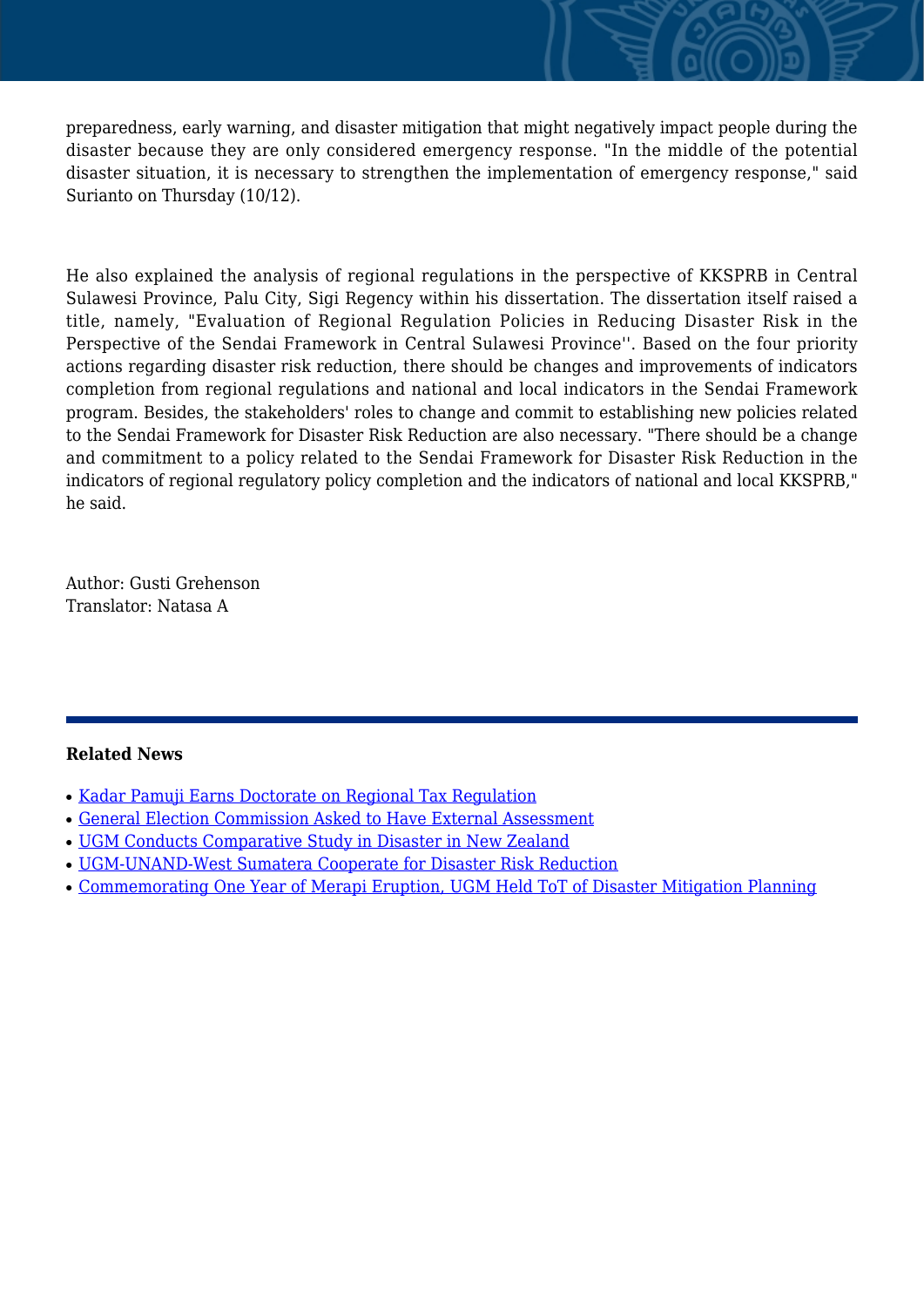preparedness, early warning, and disaster mitigation that might negatively impact people during the disaster because they are only considered emergency response. "In the middle of the potential disaster situation, it is necessary to strengthen the implementation of emergency response," said Surianto on Thursday (10/12).

He also explained the analysis of regional regulations in the perspective of KKSPRB in Central Sulawesi Province, Palu City, Sigi Regency within his dissertation. The dissertation itself raised a title, namely, "Evaluation of Regional Regulation Policies in Reducing Disaster Risk in the Perspective of the Sendai Framework in Central Sulawesi Province''. Based on the four priority actions regarding disaster risk reduction, there should be changes and improvements of indicators completion from regional regulations and national and local indicators in the Sendai Framework program. Besides, the stakeholders' roles to change and commit to establishing new policies related to the Sendai Framework for Disaster Risk Reduction are also necessary. "There should be a change and commitment to a policy related to the Sendai Framework for Disaster Risk Reduction in the indicators of regional regulatory policy completion and the indicators of national and local KKSPRB," he said.

Author: Gusti Grehenson
Translator: Natasa A

**Related News**

- Kadar Pamuji Earns Doctorate on Regional Tax Regulation
- General Election Commission Asked to Have External Assessment
- UGM Conducts Comparative Study in Disaster in New Zealand
- UGM-UNAND-West Sumatera Cooperate for Disaster Risk Reduction
- Commemorating One Year of Merapi Eruption, UGM Held ToT of Disaster Mitigation Planning